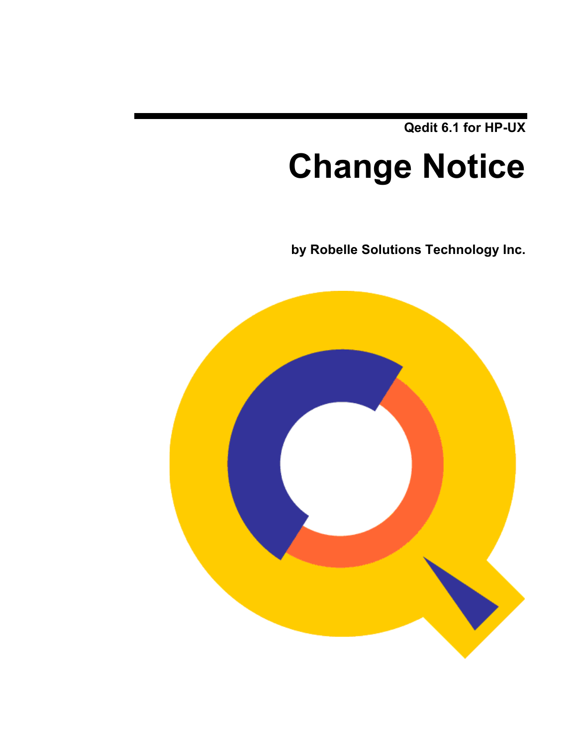Qedit 6.1 for HP-UX

# Change Notice

**by Robelle Solutions Technology Inc.**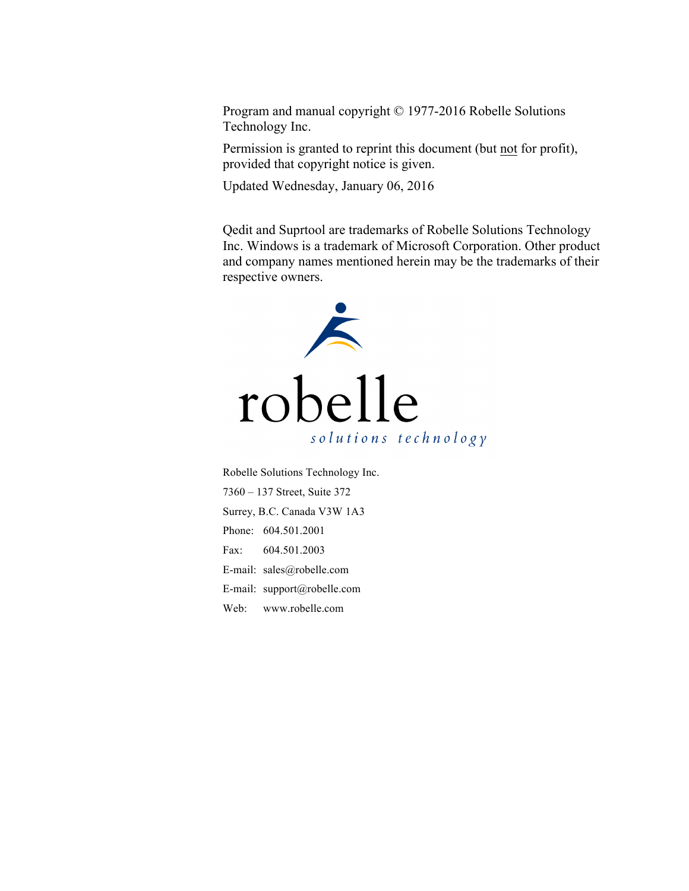Program and manual copyright © 1977-2016 Robelle Solutions Technology Inc.

Permission is granted to reprint this document (but not for profit), provided that copyright notice is given.

Updated Wednesday, January 06, 2016

Qedit and Suprtool are trademarks of Robelle Solutions Technology Inc. Windows is a trademark of Microsoft Corporation. Other product and company names mentioned herein may be the trademarks of their respective owners.

robelle

*solutions technology*

Robelle Solutions Technology Inc.

7360 – 137 Street, Suite 372

Surrey, B.C. Canada V3W 1A3

Phone: 604.501.2001

Fax: 604.501.2003

E-mail: sales@robelle.com

E-mail: support@robelle.com

Web: www.robelle.com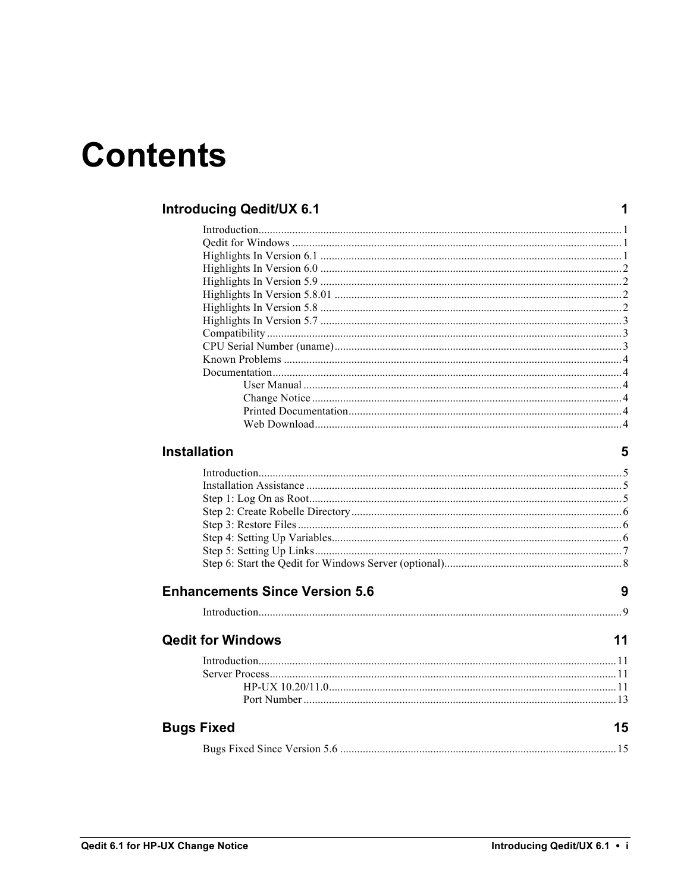# Contents

## Introducing Qedit/UX 6.1 — 1

- Introduction — 1
- Qedit for Windows — 1
- Highlights In Version 6.1 — 1
- Highlights In Version 6.0 — 2
- Highlights In Version 5.9 — 2
- Highlights In Version 5.8.01 — 2
- Highlights In Version 5.8 — 2
- Highlights In Version 5.7 — 3
- Compatibility — 3
- CPU Serial Number (uname) — 3
- Known Problems — 4
- Documentation — 4
    - User Manual — 4
    - Change Notice — 4
    - Printed Documentation — 4
    - Web Download — 4

## Installation — 5

- Introduction — 5
- Installation Assistance — 5
- Step 1: Log On as Root — 5
- Step 2: Create Robelle Directory — 6
- Step 3: Restore Files — 6
- Step 4: Setting Up Variables — 6
- Step 5: Setting Up Links — 7
- Step 6: Start the Qedit for Windows Server (optional) — 8

## Enhancements Since Version 5.6 — 9

- Introduction — 9

## Qedit for Windows — 11

- Introduction — 11
- Server Process — 11
    - HP-UX 10.20/11.0 — 11
    - Port Number — 13

## Bugs Fixed — 15

- Bugs Fixed Since Version 5.6 — 15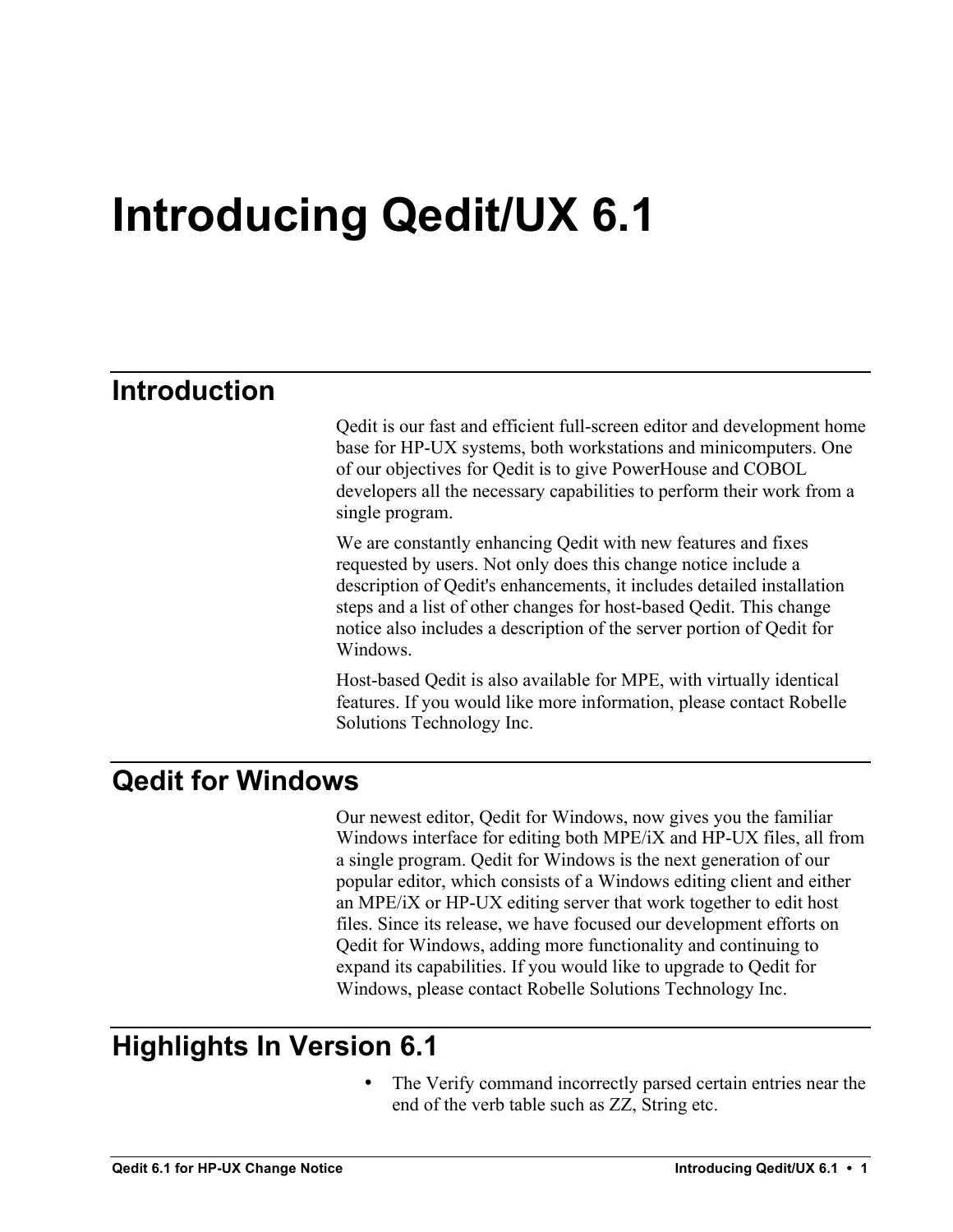# Introducing Qedit/UX 6.1

## Introduction

Qedit is our fast and efficient full-screen editor and development home base for HP-UX systems, both workstations and minicomputers. One of our objectives for Qedit is to give PowerHouse and COBOL developers all the necessary capabilities to perform their work from a single program.

We are constantly enhancing Qedit with new features and fixes requested by users. Not only does this change notice include a description of Qedit's enhancements, it includes detailed installation steps and a list of other changes for host-based Qedit. This change notice also includes a description of the server portion of Qedit for Windows.

Host-based Qedit is also available for MPE, with virtually identical features. If you would like more information, please contact Robelle Solutions Technology Inc.

## Qedit for Windows

Our newest editor, Qedit for Windows, now gives you the familiar Windows interface for editing both MPE/iX and HP-UX files, all from a single program. Qedit for Windows is the next generation of our popular editor, which consists of a Windows editing client and either an MPE/iX or HP-UX editing server that work together to edit host files. Since its release, we have focused our development efforts on Qedit for Windows, adding more functionality and continuing to expand its capabilities. If you would like to upgrade to Qedit for Windows, please contact Robelle Solutions Technology Inc.

## Highlights In Version 6.1

- The Verify command incorrectly parsed certain entries near the end of the verb table such as ZZ, String etc.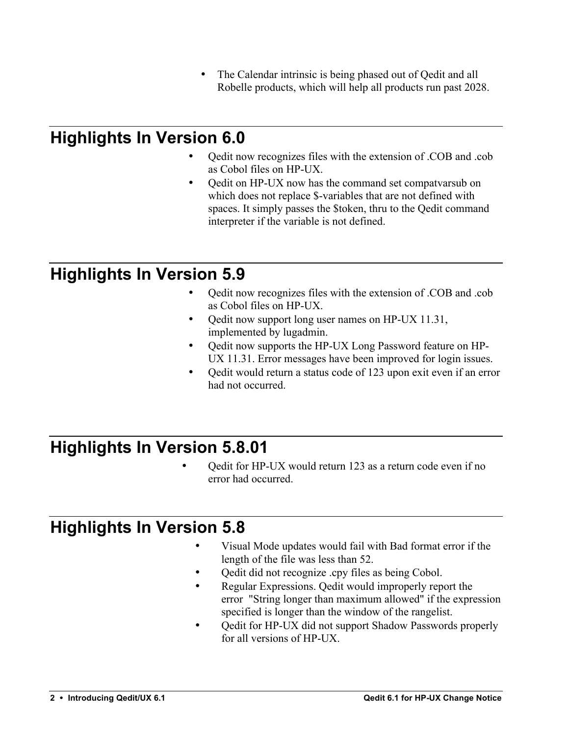- The Calendar intrinsic is being phased out of Qedit and all Robelle products, which will help all products run past 2028.

## Highlights In Version 6.0

- Qedit now recognizes files with the extension of .COB and .cob as Cobol files on HP-UX.
- Qedit on HP-UX now has the command set compatvarsub on which does not replace $-variables that are not defined with spaces. It simply passes the $token, thru to the Qedit command interpreter if the variable is not defined.

## Highlights In Version 5.9

- Qedit now recognizes files with the extension of .COB and .cob as Cobol files on HP-UX.
- Qedit now support long user names on HP-UX 11.31, implemented by lugadmin.
- Qedit now supports the HP-UX Long Password feature on HP-UX 11.31. Error messages have been improved for login issues.
- Qedit would return a status code of 123 upon exit even if an error had not occurred.

## Highlights In Version 5.8.01

- Qedit for HP-UX would return 123 as a return code even if no error had occurred.

## Highlights In Version 5.8

- Visual Mode updates would fail with Bad format error if the length of the file was less than 52.
- Qedit did not recognize .cpy files as being Cobol.
- Regular Expressions. Qedit would improperly report the error "String longer than maximum allowed" if the expression specified is longer than the window of the rangelist.
- Qedit for HP-UX did not support Shadow Passwords properly for all versions of HP-UX.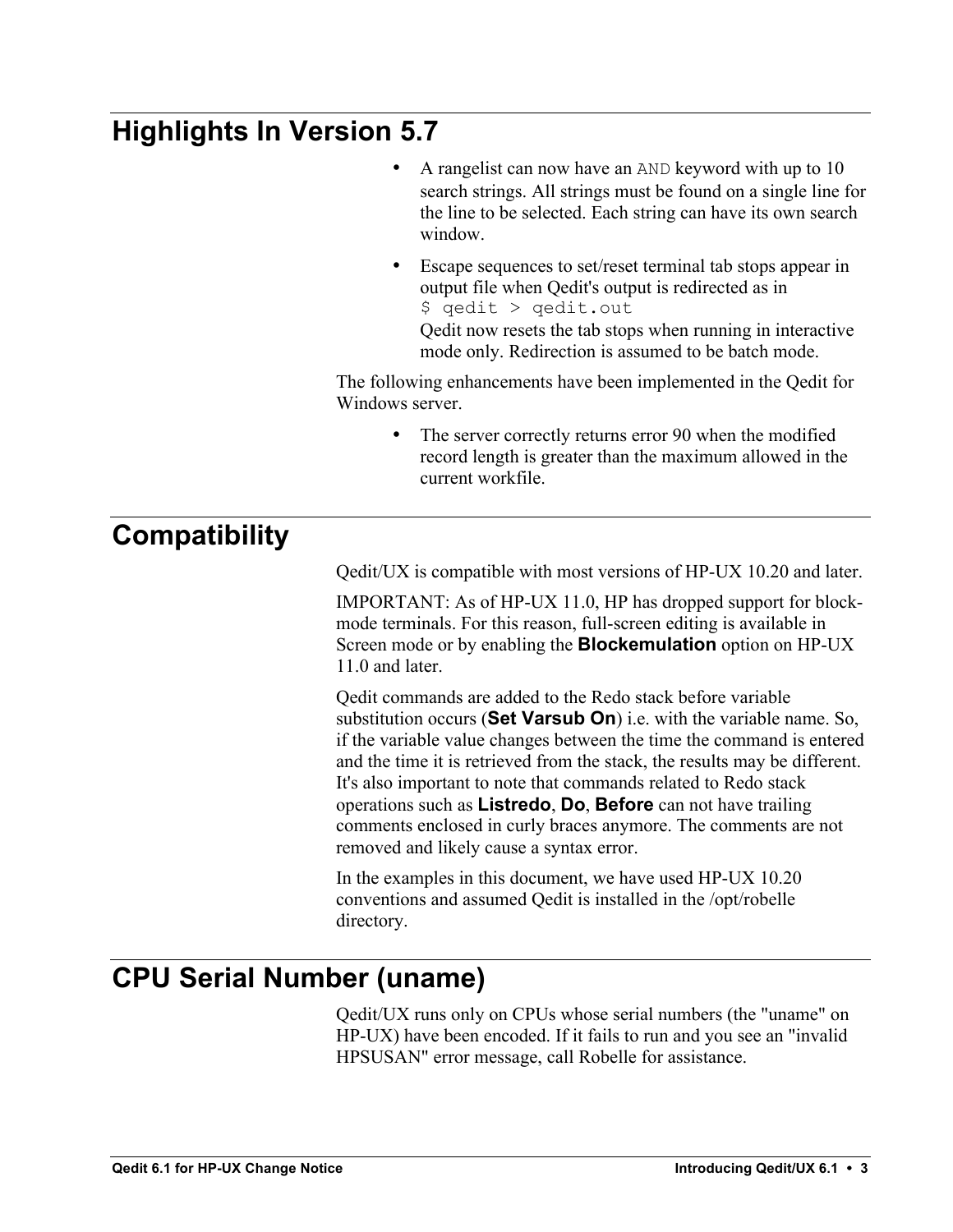## Highlights In Version 5.7

- A rangelist can now have an `AND` keyword with up to 10 search strings. All strings must be found on a single line for the line to be selected. Each string can have its own search window.
- Escape sequences to set/reset terminal tab stops appear in output file when Qedit's output is redirected as in
  `$ qedit > qedit.out`
  Qedit now resets the tab stops when running in interactive mode only. Redirection is assumed to be batch mode.

The following enhancements have been implemented in the Qedit for Windows server.

- The server correctly returns error 90 when the modified record length is greater than the maximum allowed in the current workfile.

## Compatibility

Qedit/UX is compatible with most versions of HP-UX 10.20 and later.

IMPORTANT: As of HP-UX 11.0, HP has dropped support for block-mode terminals. For this reason, full-screen editing is available in Screen mode or by enabling the **Blockemulation** option on HP-UX 11.0 and later.

Qedit commands are added to the Redo stack before variable substitution occurs (**Set Varsub On**) i.e. with the variable name. So, if the variable value changes between the time the command is entered and the time it is retrieved from the stack, the results may be different. It's also important to note that commands related to Redo stack operations such as **Listredo**, **Do**, **Before** can not have trailing comments enclosed in curly braces anymore. The comments are not removed and likely cause a syntax error.

In the examples in this document, we have used HP-UX 10.20 conventions and assumed Qedit is installed in the /opt/robelle directory.

## CPU Serial Number (uname)

Qedit/UX runs only on CPUs whose serial numbers (the "uname" on HP-UX) have been encoded. If it fails to run and you see an "invalid HPSUSAN" error message, call Robelle for assistance.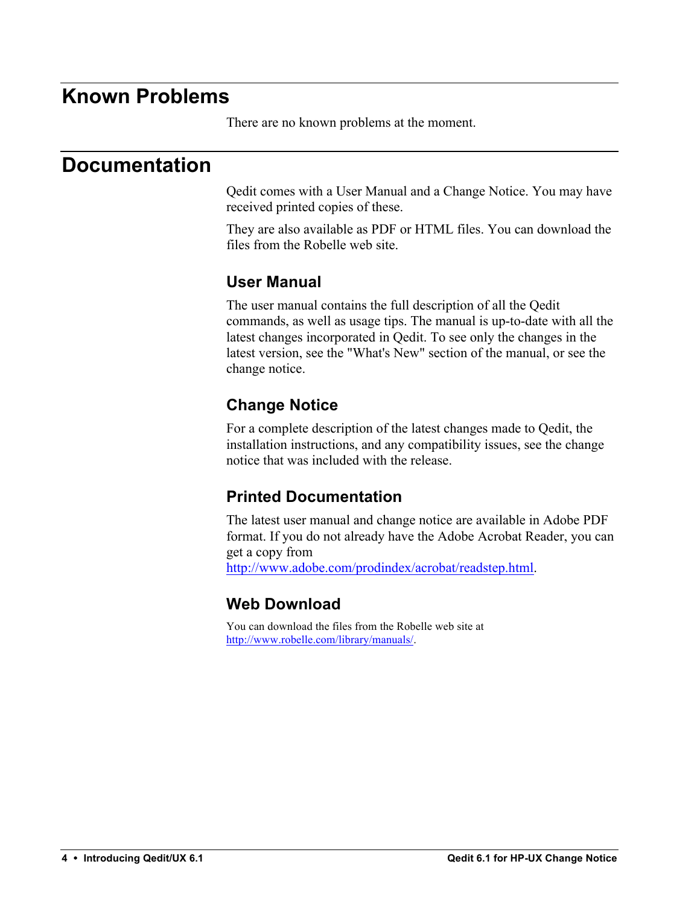# Known Problems

There are no known problems at the moment.

# Documentation

Qedit comes with a User Manual and a Change Notice. You may have received printed copies of these.

They are also available as PDF or HTML files. You can download the files from the Robelle web site.

## User Manual

The user manual contains the full description of all the Qedit commands, as well as usage tips. The manual is up-to-date with all the latest changes incorporated in Qedit. To see only the changes in the latest version, see the "What's New" section of the manual, or see the change notice.

## Change Notice

For a complete description of the latest changes made to Qedit, the installation instructions, and any compatibility issues, see the change notice that was included with the release.

## Printed Documentation

The latest user manual and change notice are available in Adobe PDF format. If you do not already have the Adobe Acrobat Reader, you can get a copy from [http://www.adobe.com/prodindex/acrobat/readstep.html](http://www.adobe.com/prodindex/acrobat/readstep.html).

## Web Download

You can download the files from the Robelle web site at [http://www.robelle.com/library/manuals/](http://www.robelle.com/library/manuals/).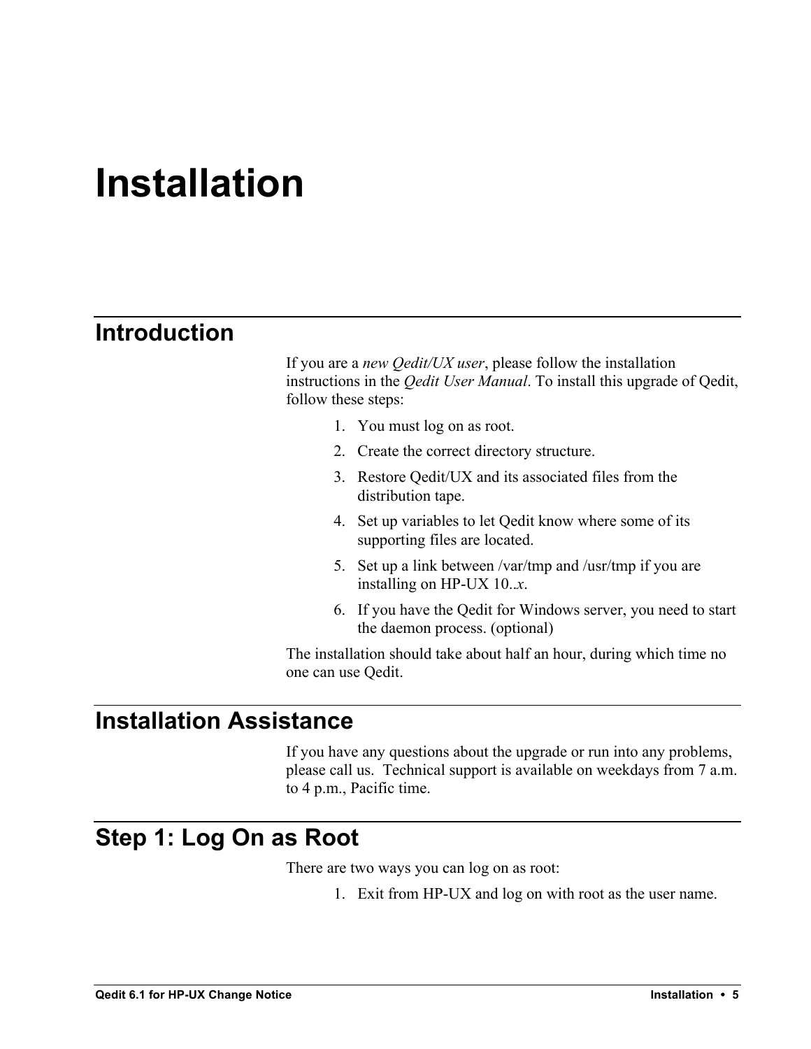# Installation

## Introduction

If you are a *new Qedit/UX user*, please follow the installation instructions in the *Qedit User Manual*. To install this upgrade of Qedit, follow these steps:

1. You must log on as root.
2. Create the correct directory structure.
3. Restore Qedit/UX and its associated files from the distribution tape.
4. Set up variables to let Qedit know where some of its supporting files are located.
5. Set up a link between /var/tmp and /usr/tmp if you are installing on HP-UX 10..*x*.
6. If you have the Qedit for Windows server, you need to start the daemon process. (optional)

The installation should take about half an hour, during which time no one can use Qedit.

## Installation Assistance

If you have any questions about the upgrade or run into any problems, please call us. Technical support is available on weekdays from 7 a.m. to 4 p.m., Pacific time.

## Step 1: Log On as Root

There are two ways you can log on as root:

1. Exit from HP-UX and log on with root as the user name.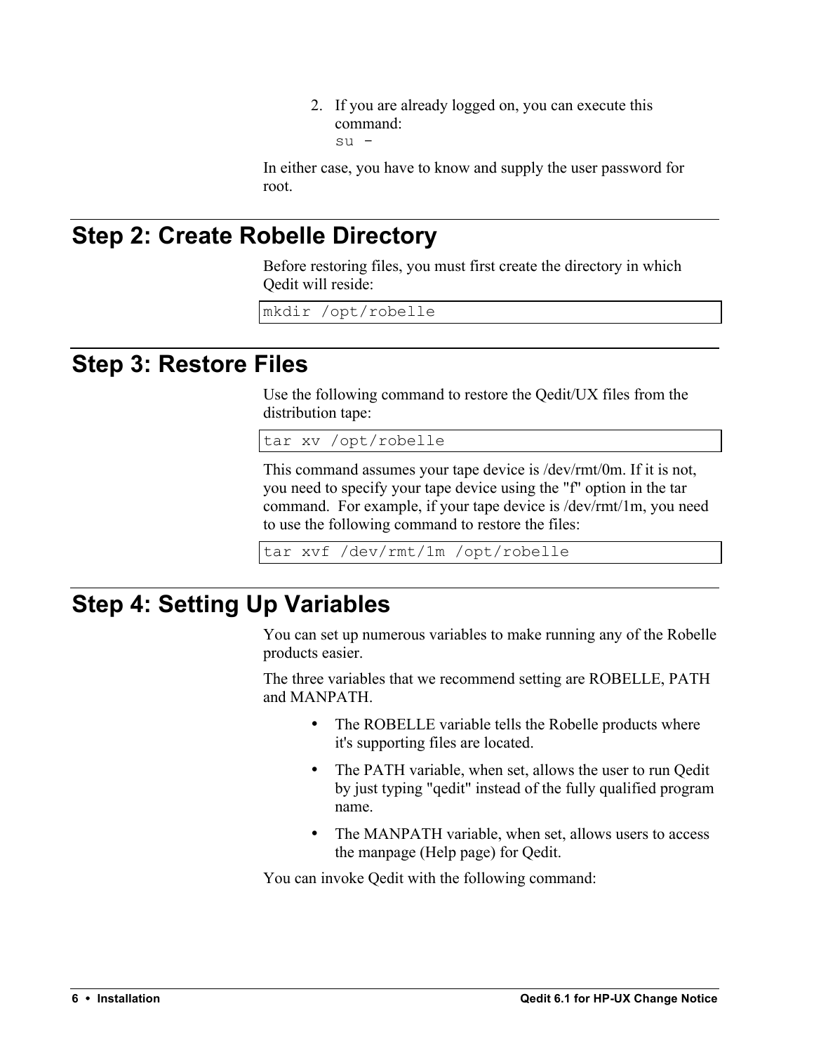2. If you are already logged on, you can execute this command:
   `su -`

In either case, you have to know and supply the user password for root.

## Step 2: Create Robelle Directory

Before restoring files, you must first create the directory in which Qedit will reside:

```
mkdir /opt/robelle
```

## Step 3: Restore Files

Use the following command to restore the Qedit/UX files from the distribution tape:

```
tar xv /opt/robelle
```

This command assumes your tape device is /dev/rmt/0m. If it is not, you need to specify your tape device using the "f" option in the tar command. For example, if your tape device is /dev/rmt/1m, you need to use the following command to restore the files:

```
tar xvf /dev/rmt/1m /opt/robelle
```

## Step 4: Setting Up Variables

You can set up numerous variables to make running any of the Robelle products easier.

The three variables that we recommend setting are ROBELLE, PATH and MANPATH.

- The ROBELLE variable tells the Robelle products where it's supporting files are located.
- The PATH variable, when set, allows the user to run Qedit by just typing "qedit" instead of the fully qualified program name.
- The MANPATH variable, when set, allows users to access the manpage (Help page) for Qedit.

You can invoke Qedit with the following command: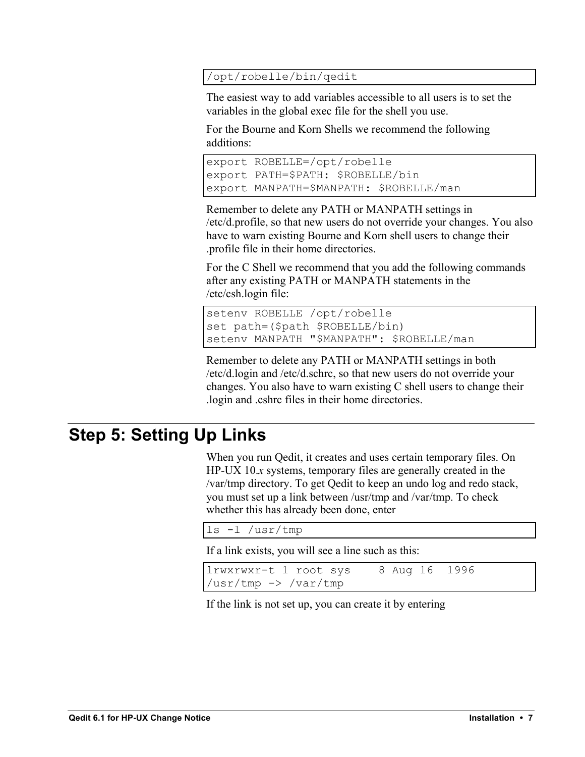```
/opt/robelle/bin/qedit
```

The easiest way to add variables accessible to all users is to set the variables in the global exec file for the shell you use.

For the Bourne and Korn Shells we recommend the following additions:

```
export ROBELLE=/opt/robelle
export PATH=$PATH: $ROBELLE/bin
export MANPATH=$MANPATH: $ROBELLE/man
```

Remember to delete any PATH or MANPATH settings in /etc/d.profile, so that new users do not override your changes. You also have to warn existing Bourne and Korn shell users to change their .profile file in their home directories.

For the C Shell we recommend that you add the following commands after any existing PATH or MANPATH statements in the /etc/csh.login file:

```
setenv ROBELLE /opt/robelle
set path=($path $ROBELLE/bin)
setenv MANPATH "$MANPATH": $ROBELLE/man
```

Remember to delete any PATH or MANPATH settings in both /etc/d.login and /etc/d.schrc, so that new users do not override your changes. You also have to warn existing C shell users to change their .login and .cshrc files in their home directories.

## Step 5: Setting Up Links

When you run Qedit, it creates and uses certain temporary files. On HP-UX 10.*x* systems, temporary files are generally created in the /var/tmp directory. To get Qedit to keep an undo log and redo stack, you must set up a link between /usr/tmp and /var/tmp. To check whether this has already been done, enter

```
ls -l /usr/tmp
```

If a link exists, you will see a line such as this:

```
lrwxrwxr-t 1 root sys    8 Aug 16  1996
/usr/tmp -> /var/tmp
```

If the link is not set up, you can create it by entering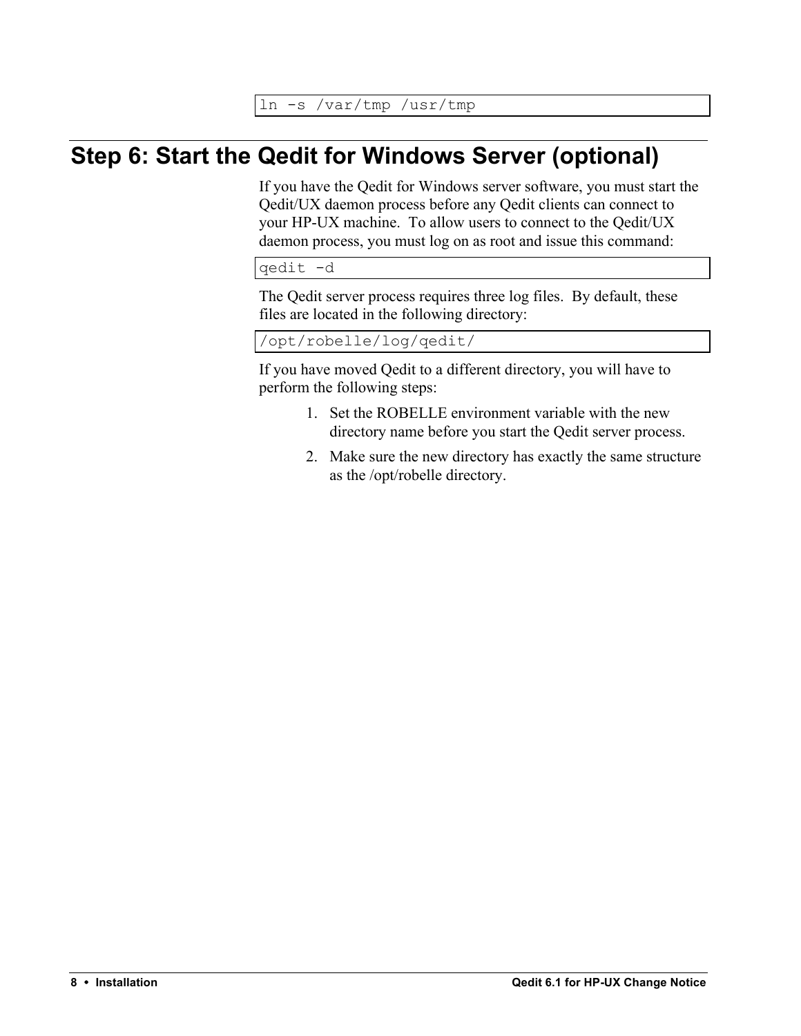```
ln -s /var/tmp /usr/tmp
```

## Step 6: Start the Qedit for Windows Server (optional)

If you have the Qedit for Windows server software, you must start the Qedit/UX daemon process before any Qedit clients can connect to your HP-UX machine. To allow users to connect to the Qedit/UX daemon process, you must log on as root and issue this command:

```
qedit -d
```

The Qedit server process requires three log files. By default, these files are located in the following directory:

```
/opt/robelle/log/qedit/
```

If you have moved Qedit to a different directory, you will have to perform the following steps:

1. Set the ROBELLE environment variable with the new directory name before you start the Qedit server process.
2. Make sure the new directory has exactly the same structure as the /opt/robelle directory.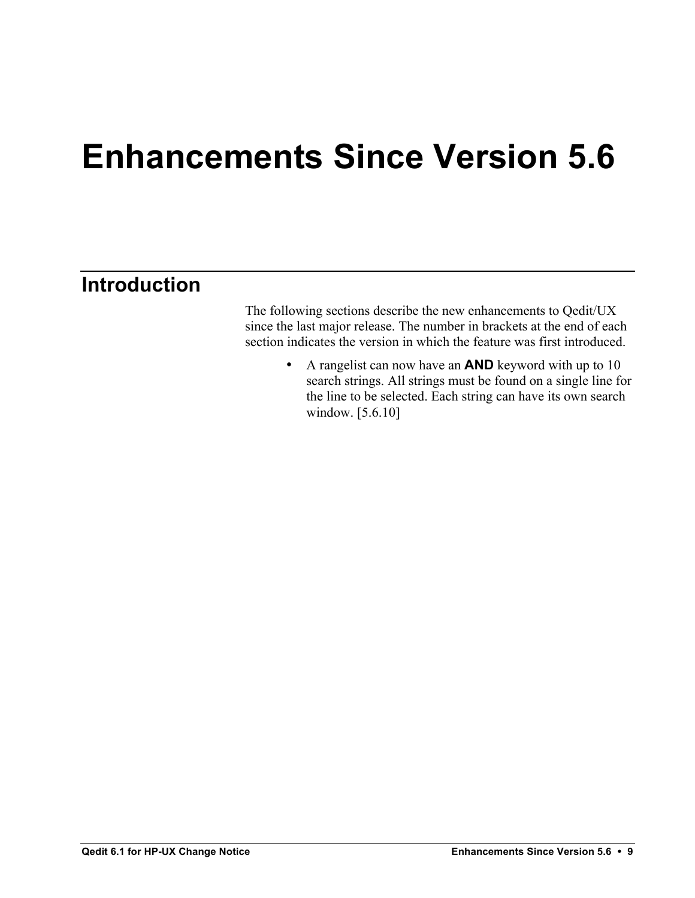# Enhancements Since Version 5.6

## Introduction

The following sections describe the new enhancements to Qedit/UX since the last major release. The number in brackets at the end of each section indicates the version in which the feature was first introduced.

- A rangelist can now have an **AND** keyword with up to 10 search strings. All strings must be found on a single line for the line to be selected. Each string can have its own search window. [5.6.10]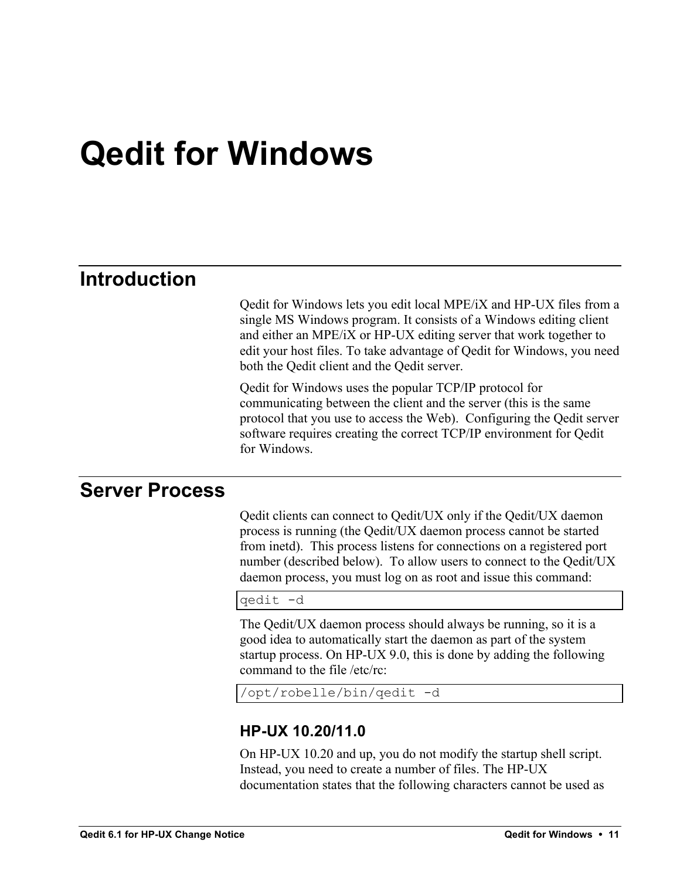# Qedit for Windows

## Introduction

Qedit for Windows lets you edit local MPE/iX and HP-UX files from a single MS Windows program. It consists of a Windows editing client and either an MPE/iX or HP-UX editing server that work together to edit your host files. To take advantage of Qedit for Windows, you need both the Qedit client and the Qedit server.

Qedit for Windows uses the popular TCP/IP protocol for communicating between the client and the server (this is the same protocol that you use to access the Web). Configuring the Qedit server software requires creating the correct TCP/IP environment for Qedit for Windows.

## Server Process

Qedit clients can connect to Qedit/UX only if the Qedit/UX daemon process is running (the Qedit/UX daemon process cannot be started from inetd). This process listens for connections on a registered port number (described below). To allow users to connect to the Qedit/UX daemon process, you must log on as root and issue this command:

```
qedit -d
```

The Qedit/UX daemon process should always be running, so it is a good idea to automatically start the daemon as part of the system startup process. On HP-UX 9.0, this is done by adding the following command to the file /etc/rc:

```
/opt/robelle/bin/qedit -d
```

### HP-UX 10.20/11.0

On HP-UX 10.20 and up, you do not modify the startup shell script. Instead, you need to create a number of files. The HP-UX documentation states that the following characters cannot be used as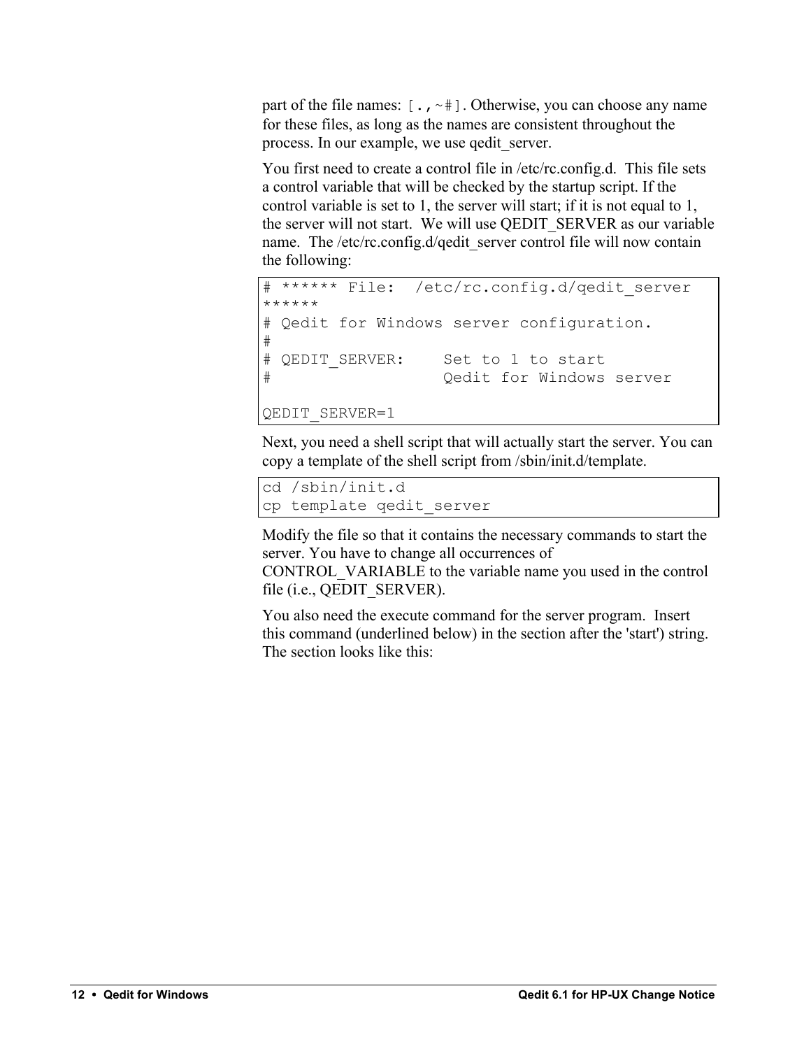part of the file names: `[.,~#]`. Otherwise, you can choose any name for these files, as long as the names are consistent throughout the process. In our example, we use qedit_server.

You first need to create a control file in /etc/rc.config.d. This file sets a control variable that will be checked by the startup script. If the control variable is set to 1, the server will start; if it is not equal to 1, the server will not start. We will use QEDIT_SERVER as our variable name. The /etc/rc.config.d/qedit_server control file will now contain the following:

```
# ****** File:  /etc/rc.config.d/qedit_server
******
# Qedit for Windows server configuration.
#
# QEDIT_SERVER:     Set to 1 to start
#                   Qedit for Windows server

QEDIT_SERVER=1
```

Next, you need a shell script that will actually start the server. You can copy a template of the shell script from /sbin/init.d/template.

```
cd /sbin/init.d
cp template qedit_server
```

Modify the file so that it contains the necessary commands to start the server. You have to change all occurrences of CONTROL_VARIABLE to the variable name you used in the control file (i.e., QEDIT_SERVER).

You also need the execute command for the server program. Insert this command (underlined below) in the section after the 'start') string. The section looks like this: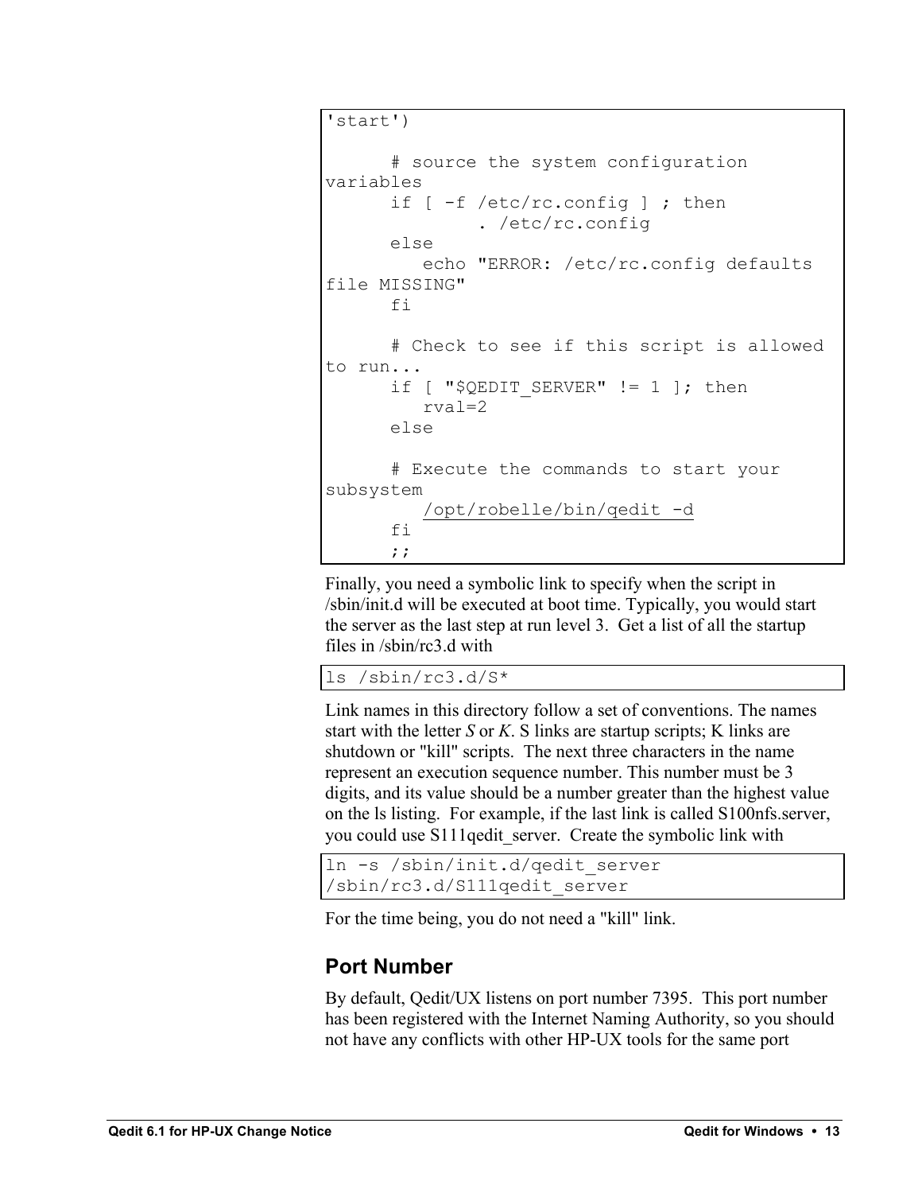```
'start')

      # source the system configuration
variables
      if [ -f /etc/rc.config ] ; then
              . /etc/rc.config
      else
         echo "ERROR: /etc/rc.config defaults
file MISSING"
      fi

      # Check to see if this script is allowed
to run...
      if [ "$QEDIT_SERVER" != 1 ]; then
         rval=2
      else

      # Execute the commands to start your
subsystem
         /opt/robelle/bin/qedit -d
      fi
      ;;
```

Finally, you need a symbolic link to specify when the script in /sbin/init.d will be executed at boot time. Typically, you would start the server as the last step at run level 3. Get a list of all the startup files in /sbin/rc3.d with

```
ls /sbin/rc3.d/S*
```

Link names in this directory follow a set of conventions. The names start with the letter *S* or *K*. S links are startup scripts; K links are shutdown or "kill" scripts. The next three characters in the name represent an execution sequence number. This number must be 3 digits, and its value should be a number greater than the highest value on the ls listing. For example, if the last link is called S100nfs.server, you could use S111qedit_server. Create the symbolic link with

```
ln -s /sbin/init.d/qedit_server
/sbin/rc3.d/S111qedit_server
```

For the time being, you do not need a "kill" link.

## Port Number

By default, Qedit/UX listens on port number 7395. This port number has been registered with the Internet Naming Authority, so you should not have any conflicts with other HP-UX tools for the same port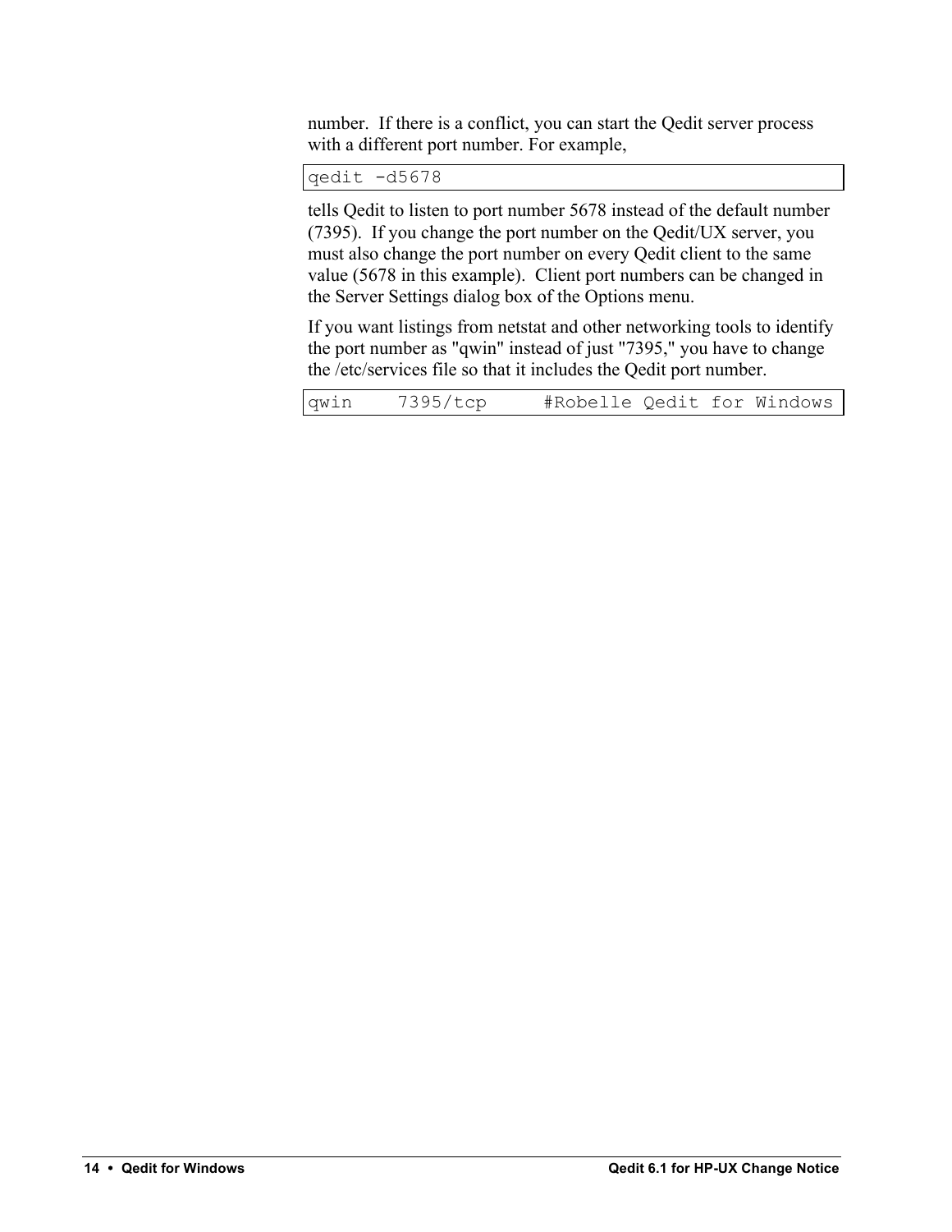number. If there is a conflict, you can start the Qedit server process with a different port number. For example,

```
qedit -d5678
```

tells Qedit to listen to port number 5678 instead of the default number (7395). If you change the port number on the Qedit/UX server, you must also change the port number on every Qedit client to the same value (5678 in this example). Client port numbers can be changed in the Server Settings dialog box of the Options menu.

If you want listings from netstat and other networking tools to identify the port number as "qwin" instead of just "7395," you have to change the /etc/services file so that it includes the Qedit port number.

```
qwin    7395/tcp     #Robelle Qedit for Windows
```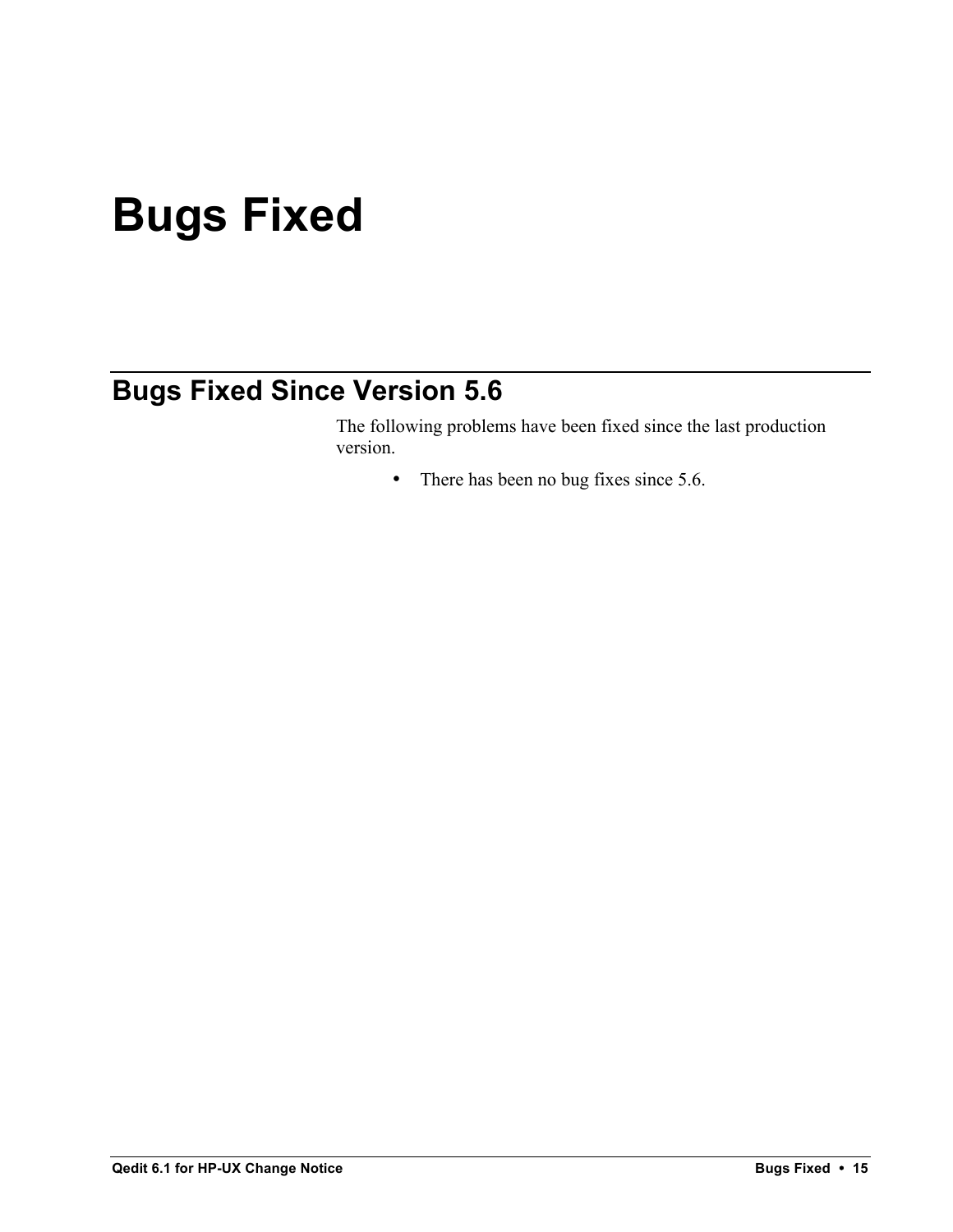# Bugs Fixed

## Bugs Fixed Since Version 5.6

The following problems have been fixed since the last production version.

- There has been no bug fixes since 5.6.